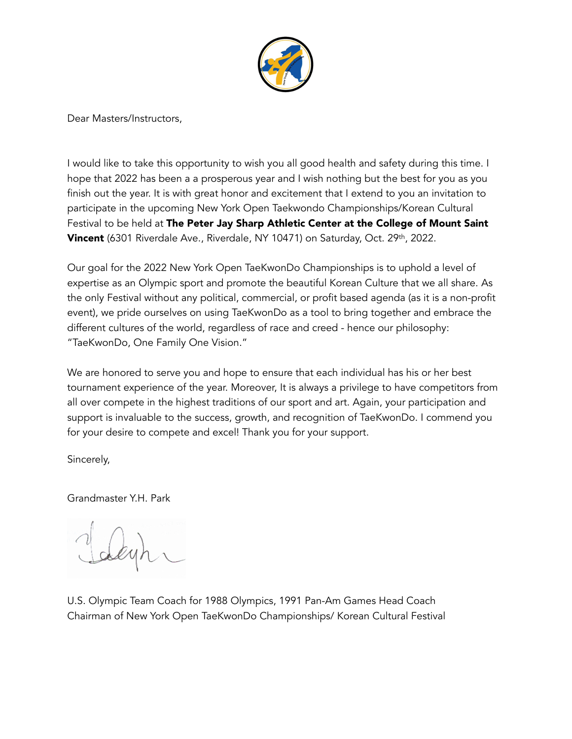Dear Masters/Instructors,

I would like to take this opportunity to wish you all good health and safety during this time. I hope that 2022 has been a a prosperous year and I wish nothing but the best for you as you finish out the year. It is with great honor and excitement that I extend to you an invitation to participate in the upcoming New York Open Taekwondo Championships/Korean Cultural Festival to be held at **The Peter Jay Sharp Athletic Center at the College of Mount Saint Vincent** (6301 Riverdale Ave., Riverdale, NY 10471) on Saturday, Oct. 29th, 2022.

Our goal for the 2022 New York Open TaeKwonDo Championships is to uphold a level of expertise as an Olympic sport and promote the beautiful Korean Culture that we all share. As the only Festival without any political, commercial, or profit based agenda (as it is a non-profit event), we pride ourselves on using TaeKwonDo as a tool to bring together and embrace the different cultures of the world, regardless of race and creed - hence our philosophy: "TaeKwonDo, One Family One Vision."

We are honored to serve you and hope to ensure that each individual has his or her best tournament experience of the year. Moreover, It is always a privilege to have competitors from all over compete in the highest traditions of our sport and art. Again, your participation and support is invaluable to the success, growth, and recognition of TaeKwonDo. I commend you for your desire to compete and excel! Thank you for your support.

Sincerely,

Grandmaster Y.H. Park

U.S. Olympic Team Coach for 1988 Olympics, 1991 Pan-Am Games Head Coach
Chairman of New York Open TaeKwonDo Championships/ Korean Cultural Festival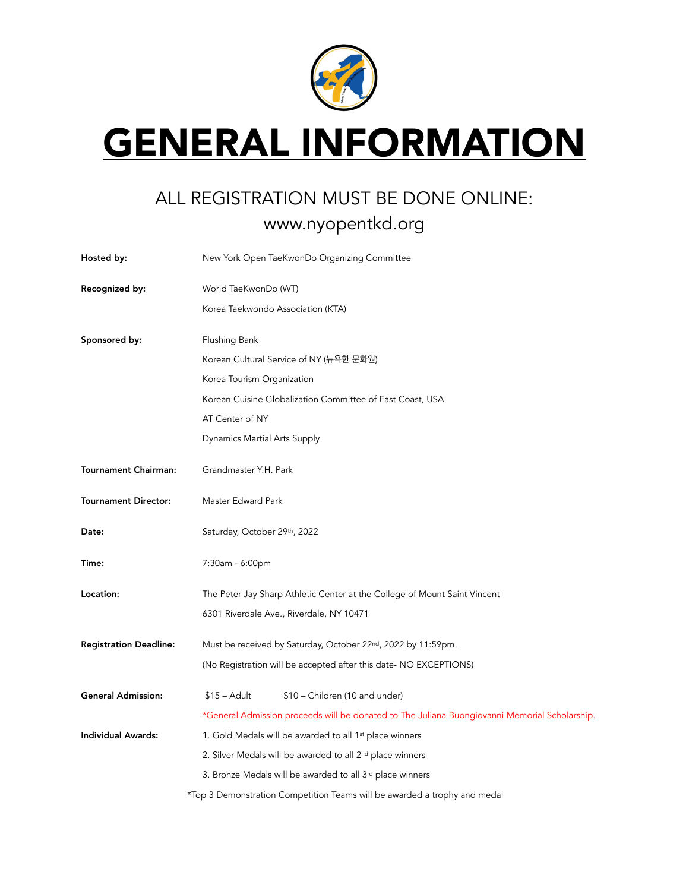# GENERAL INFORMATION

## ALL REGISTRATION MUST BE DONE ONLINE:
## www.nyopentkd.org

**Hosted by:** New York Open TaeKwonDo Organizing Committee

**Recognized by:**
World TaeKwonDo (WT)
Korea Taekwondo Association (KTA)

**Sponsored by:**
Flushing Bank
Korean Cultural Service of NY (뉴욕한 문화원)
Korea Tourism Organization
Korean Cuisine Globalization Committee of East Coast, USA
AT Center of NY
Dynamics Martial Arts Supply

**Tournament Chairman:** Grandmaster Y.H. Park

**Tournament Director:** Master Edward Park

**Date:** Saturday, October 29th, 2022

**Time:** 7:30am - 6:00pm

**Location:**
The Peter Jay Sharp Athletic Center at the College of Mount Saint Vincent
6301 Riverdale Ave., Riverdale, NY 10471

**Registration Deadline:**
Must be received by Saturday, October 22nd, 2022 by 11:59pm.
(No Registration will be accepted after this date- NO EXCEPTIONS)

**General Admission:** $15 – Adult    $10 – Children (10 and under)

*General Admission proceeds will be donated to The Juliana Buongiovanni Memorial Scholarship.

**Individual Awards:**
1. Gold Medals will be awarded to all 1st place winners
2. Silver Medals will be awarded to all 2nd place winners
3. Bronze Medals will be awarded to all 3rd place winners

*Top 3 Demonstration Competition Teams will be awarded a trophy and medal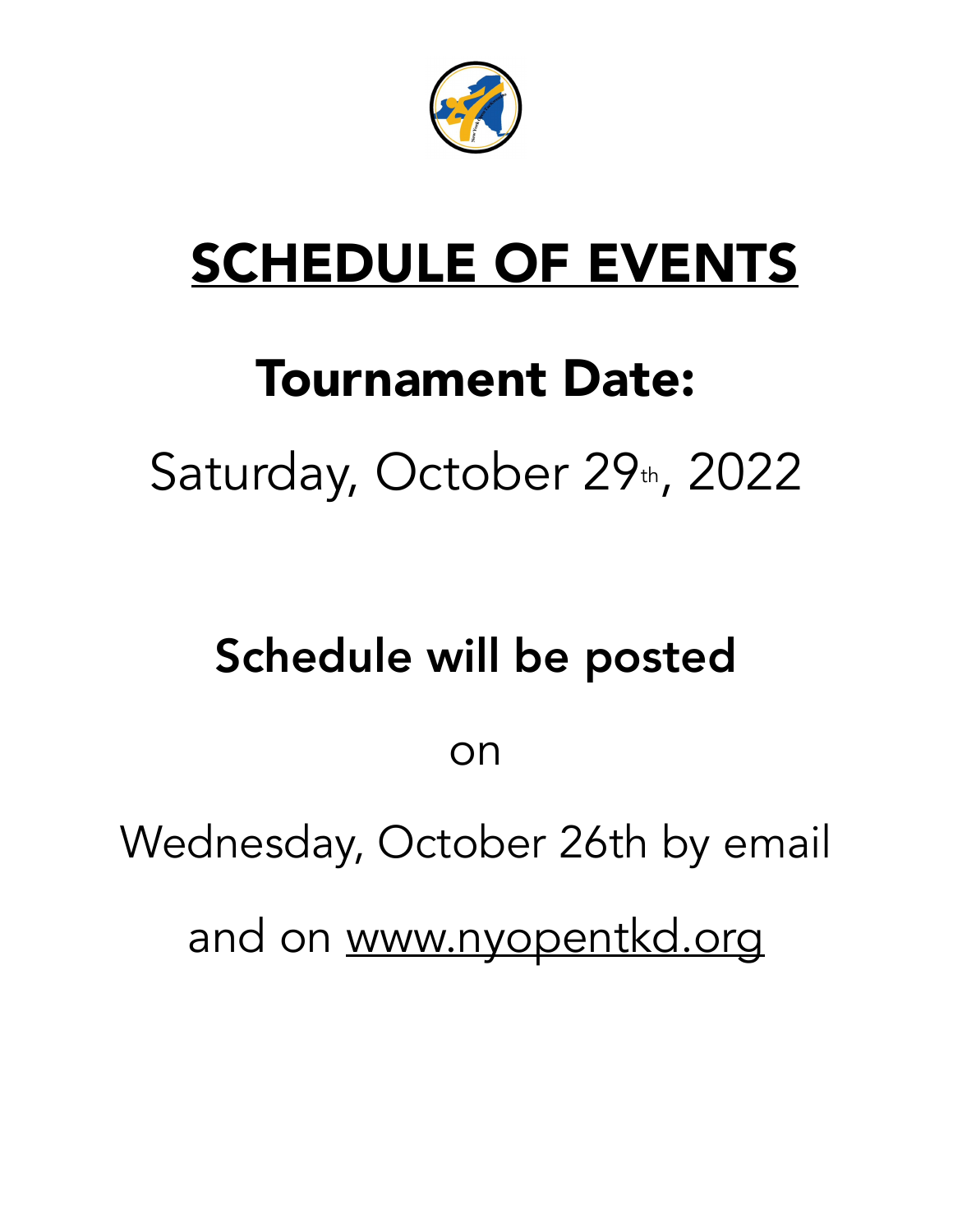# SCHEDULE OF EVENTS

## Tournament Date:

Saturday, October 29th, 2022

## Schedule will be posted

on

Wednesday, October 26th by email

and on www.nyopentkd.org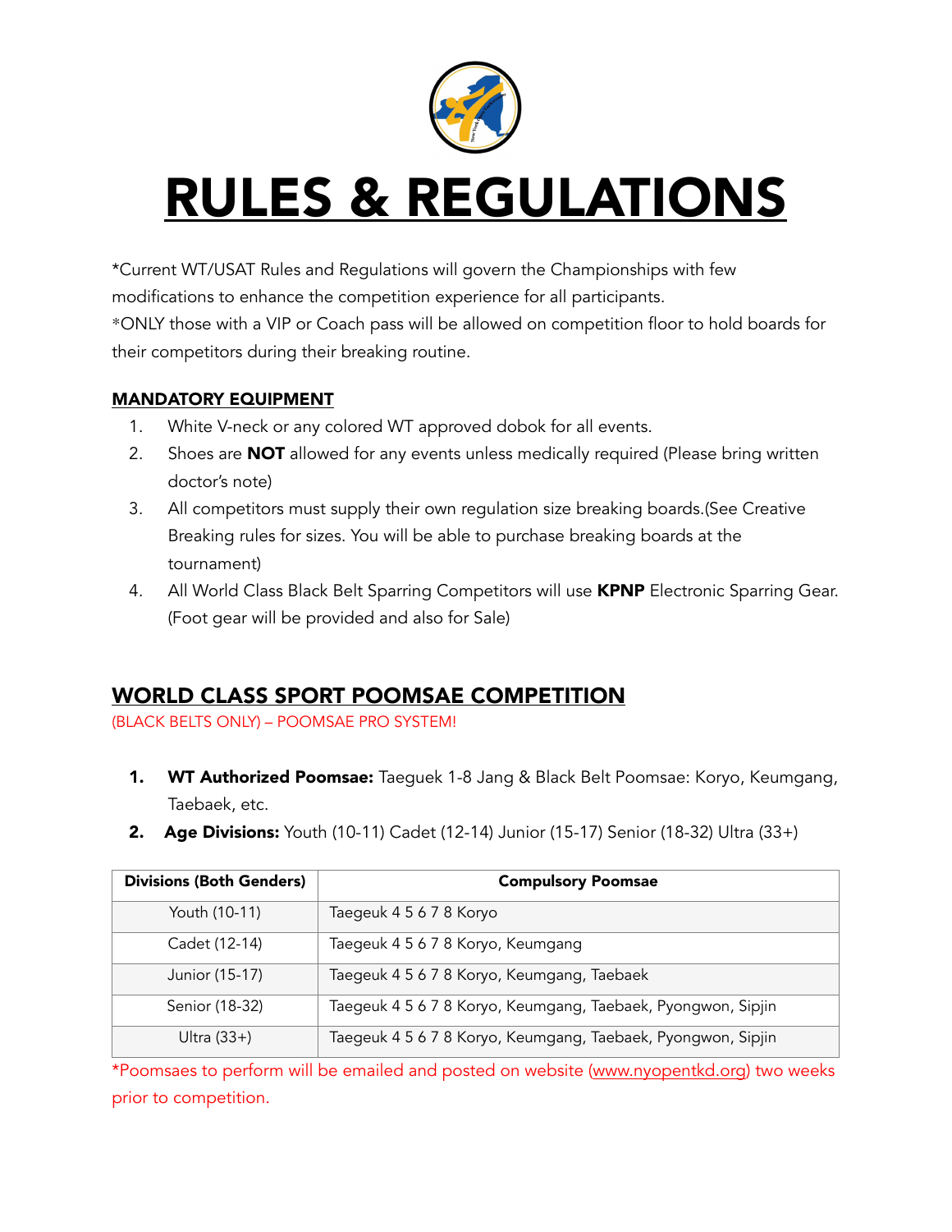# RULES & REGULATIONS

*Current WT/USAT Rules and Regulations will govern the Championships with few modifications to enhance the competition experience for all participants.
*ONLY those with a VIP or Coach pass will be allowed on competition floor to hold boards for their competitors during their breaking routine.

## MANDATORY EQUIPMENT

1. White V-neck or any colored WT approved dobok for all events.
2. Shoes are **NOT** allowed for any events unless medically required (Please bring written doctor's note)
3. All competitors must supply their own regulation size breaking boards.(See Creative Breaking rules for sizes. You will be able to purchase breaking boards at the tournament)
4. All World Class Black Belt Sparring Competitors will use **KPNP** Electronic Sparring Gear. (Foot gear will be provided and also for Sale)

## WORLD CLASS SPORT POOMSAE COMPETITION

(BLACK BELTS ONLY) – POOMSAE PRO SYSTEM!

1. **WT Authorized Poomsae:** Taeguek 1-8 Jang & Black Belt Poomsae: Koryo, Keumgang, Taebaek, etc.
2. **Age Divisions:** Youth (10-11) Cadet (12-14) Junior (15-17) Senior (18-32) Ultra (33+)

| Divisions (Both Genders) | Compulsory Poomsae |
|---|---|
| Youth (10-11) | Taegeuk 4 5 6 7 8 Koryo |
| Cadet (12-14) | Taegeuk 4 5 6 7 8 Koryo, Keumgang |
| Junior (15-17) | Taegeuk 4 5 6 7 8 Koryo, Keumgang, Taebaek |
| Senior (18-32) | Taegeuk 4 5 6 7 8 Koryo, Keumgang, Taebaek, Pyongwon, Sipjin |
| Ultra (33+) | Taegeuk 4 5 6 7 8 Koryo, Keumgang, Taebaek, Pyongwon, Sipjin |

*Poomsaes to perform will be emailed and posted on website (www.nyopentkd.org) two weeks prior to competition.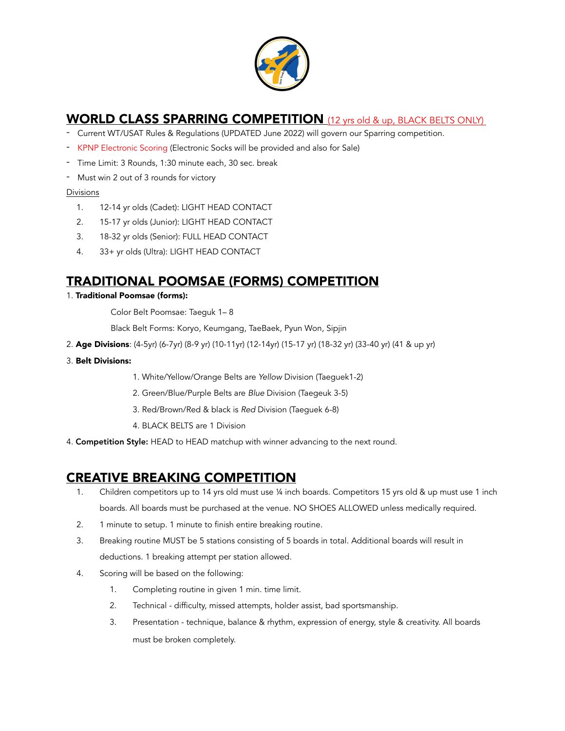## WORLD CLASS SPARRING COMPETITION (12 yrs old & up, BLACK BELTS ONLY)

- Current WT/USAT Rules & Regulations (UPDATED June 2022) will govern our Sparring competition.
- KPNP Electronic Scoring (Electronic Socks will be provided and also for Sale)
- Time Limit: 3 Rounds, 1:30 minute each, 30 sec. break
- Must win 2 out of 3 rounds for victory

Divisions

1. 12-14 yr olds (Cadet): LIGHT HEAD CONTACT
2. 15-17 yr olds (Junior): LIGHT HEAD CONTACT
3. 18-32 yr olds (Senior): FULL HEAD CONTACT
4. 33+ yr olds (Ultra): LIGHT HEAD CONTACT

## TRADITIONAL POOMSAE (FORMS) COMPETITION

1. **Traditional Poomsae (forms):**

   Color Belt Poomsae: Taeguk 1– 8

   Black Belt Forms: Koryo, Keumgang, TaeBaek, Pyun Won, Sipjin

2. **Age Divisions**: (4-5yr) (6-7yr) (8-9 yr) (10-11yr) (12-14yr) (15-17 yr) (18-32 yr) (33-40 yr) (41 & up yr)

3. **Belt Divisions:**

   1. White/Yellow/Orange Belts are *Yellow* Division (Taegeuk1-2)
   2. Green/Blue/Purple Belts are *Blue* Division (Taegeuk 3-5)
   3. Red/Brown/Red & black is *Red* Division (Taegeuk 6-8)
   4. BLACK BELTS are 1 Division

4. **Competition Style:** HEAD to HEAD matchup with winner advancing to the next round.

## CREATIVE BREAKING COMPETITION

1. Children competitors up to 14 yrs old must use ¼ inch boards. Competitors 15 yrs old & up must use 1 inch boards. All boards must be purchased at the venue. NO SHOES ALLOWED unless medically required.
2. 1 minute to setup. 1 minute to finish entire breaking routine.
3. Breaking routine MUST be 5 stations consisting of 5 boards in total. Additional boards will result in deductions. 1 breaking attempt per station allowed.
4. Scoring will be based on the following:
   1. Completing routine in given 1 min. time limit.
   2. Technical - difficulty, missed attempts, holder assist, bad sportsmanship.
   3. Presentation - technique, balance & rhythm, expression of energy, style & creativity. All boards must be broken completely.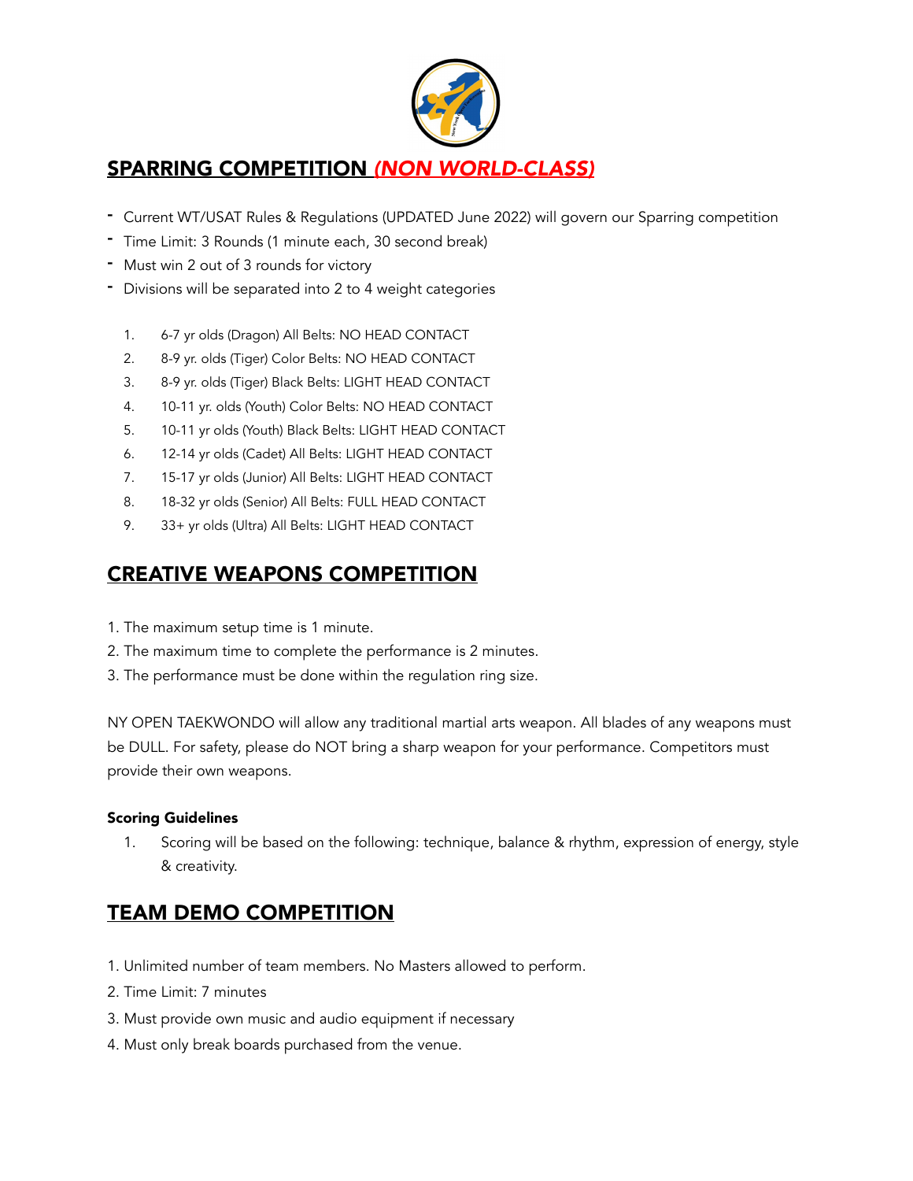## SPARRING COMPETITION *(NON WORLD-CLASS)*

- Current WT/USAT Rules & Regulations (UPDATED June 2022) will govern our Sparring competition
- Time Limit: 3 Rounds (1 minute each, 30 second break)
- Must win 2 out of 3 rounds for victory
- Divisions will be separated into 2 to 4 weight categories

1. 6-7 yr olds (Dragon) All Belts: NO HEAD CONTACT
2. 8-9 yr. olds (Tiger) Color Belts: NO HEAD CONTACT
3. 8-9 yr. olds (Tiger) Black Belts: LIGHT HEAD CONTACT
4. 10-11 yr. olds (Youth) Color Belts: NO HEAD CONTACT
5. 10-11 yr olds (Youth) Black Belts: LIGHT HEAD CONTACT
6. 12-14 yr olds (Cadet) All Belts: LIGHT HEAD CONTACT
7. 15-17 yr olds (Junior) All Belts: LIGHT HEAD CONTACT
8. 18-32 yr olds (Senior) All Belts: FULL HEAD CONTACT
9. 33+ yr olds (Ultra) All Belts: LIGHT HEAD CONTACT

## CREATIVE WEAPONS COMPETITION

1. The maximum setup time is 1 minute.
2. The maximum time to complete the performance is 2 minutes.
3. The performance must be done within the regulation ring size.

NY OPEN TAEKWONDO will allow any traditional martial arts weapon. All blades of any weapons must be DULL. For safety, please do NOT bring a sharp weapon for your performance. Competitors must provide their own weapons.

**Scoring Guidelines**

1. Scoring will be based on the following: technique, balance & rhythm, expression of energy, style & creativity.

## TEAM DEMO COMPETITION

1. Unlimited number of team members. No Masters allowed to perform.
2. Time Limit: 7 minutes
3. Must provide own music and audio equipment if necessary
4. Must only break boards purchased from the venue.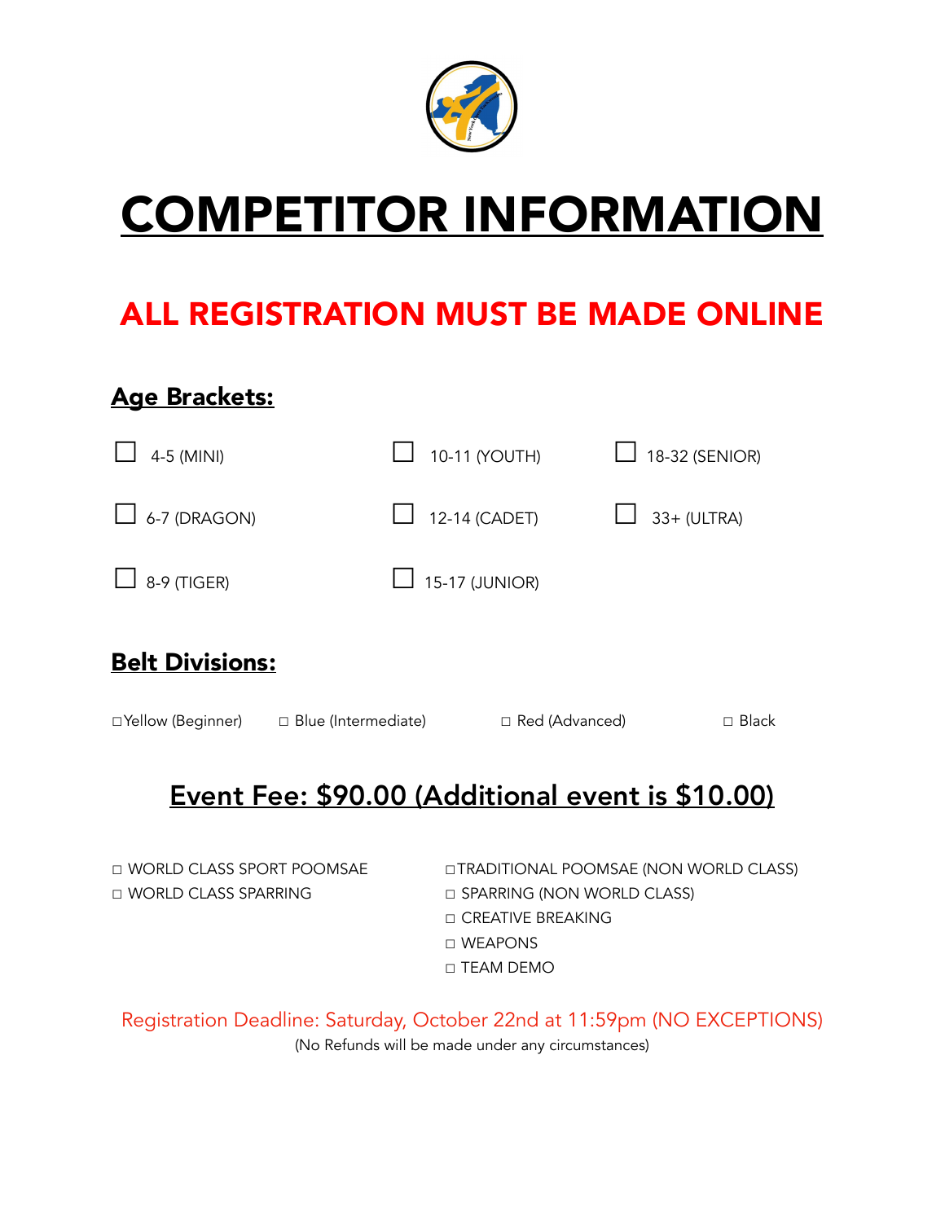# COMPETITOR INFORMATION

## ALL REGISTRATION MUST BE MADE ONLINE

### Age Brackets:

☐ 4-5 (MINI)
☐ 6-7 (DRAGON)
☐ 8-9 (TIGER)
☐ 10-11 (YOUTH)
☐ 12-14 (CADET)
☐ 15-17 (JUNIOR)
☐ 18-32 (SENIOR)
☐ 33+ (ULTRA)

### Belt Divisions:

☐ Yellow (Beginner) ☐ Blue (Intermediate) ☐ Red (Advanced) ☐ Black

## Event Fee: $90.00 (Additional event is $10.00)

☐ WORLD CLASS SPORT POOMSAE
☐ WORLD CLASS SPARRING
☐ TRADITIONAL POOMSAE (NON WORLD CLASS)
☐ SPARRING (NON WORLD CLASS)
☐ CREATIVE BREAKING
☐ WEAPONS
☐ TEAM DEMO

Registration Deadline: Saturday, October 22nd at 11:59pm (NO EXCEPTIONS)

(No Refunds will be made under any circumstances)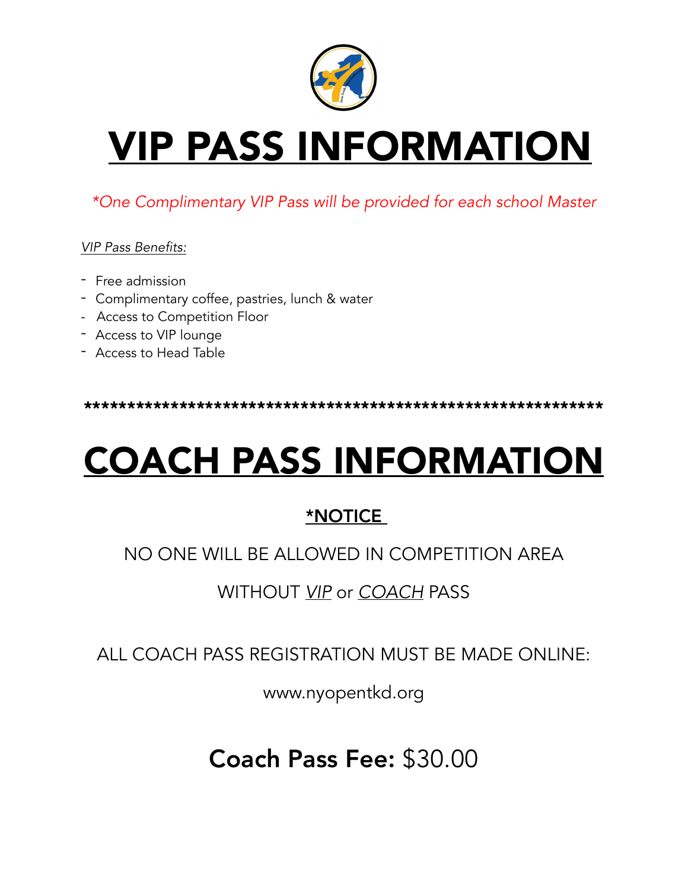# VIP PASS INFORMATION

*\*One Complimentary VIP Pass will be provided for each school Master*

*VIP Pass Benefits:*

- Free admission
- Complimentary coffee, pastries, lunch & water
- Access to Competition Floor
- Access to VIP lounge
- Access to Head Table

****************************************************************

# COACH PASS INFORMATION

**\*NOTICE**

NO ONE WILL BE ALLOWED IN COMPETITION AREA

WITHOUT *VIP* or *COACH* PASS

ALL COACH PASS REGISTRATION MUST BE MADE ONLINE:

www.nyopentkd.org

## **Coach Pass Fee:** $30.00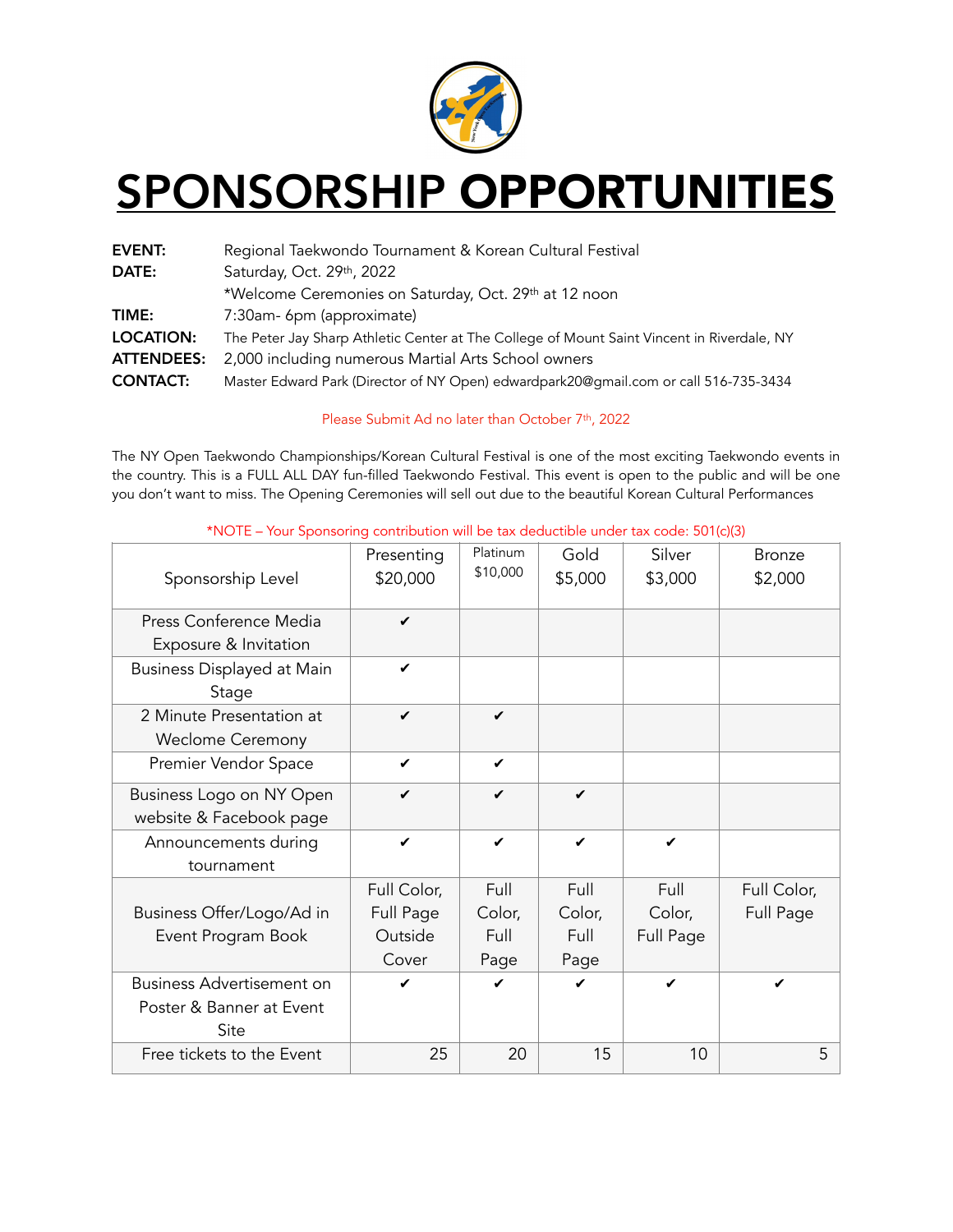# SPONSORSHIP OPPORTUNITIES

**EVENT:** Regional Taekwondo Tournament & Korean Cultural Festival
**DATE:** Saturday, Oct. 29th, 2022
*Welcome Ceremonies on Saturday, Oct. 29th at 12 noon
**TIME:** 7:30am- 6pm (approximate)
**LOCATION:** The Peter Jay Sharp Athletic Center at The College of Mount Saint Vincent in Riverdale, NY
**ATTENDEES:** 2,000 including numerous Martial Arts School owners
**CONTACT:** Master Edward Park (Director of NY Open) edwardpark20@gmail.com or call 516-735-3434

Please Submit Ad no later than October 7th, 2022

The NY Open Taekwondo Championships/Korean Cultural Festival is one of the most exciting Taekwondo events in the country. This is a FULL ALL DAY fun-filled Taekwondo Festival. This event is open to the public and will be one you don't want to miss. The Opening Ceremonies will sell out due to the beautiful Korean Cultural Performances

*NOTE – Your Sponsoring contribution will be tax deductible under tax code: 501(c)(3)

| Sponsorship Level | Presenting $20,000 | Platinum $10,000 | Gold $5,000 | Silver $3,000 | Bronze $2,000 |
|---|---|---|---|---|---|
| Press Conference Media Exposure & Invitation | ✔ | | | | |
| Business Displayed at Main Stage | ✔ | | | | |
| 2 Minute Presentation at Weclome Ceremony | ✔ | ✔ | | | |
| Premier Vendor Space | ✔ | ✔ | | | |
| Business Logo on NY Open website & Facebook page | ✔ | ✔ | ✔ | | |
| Announcements during tournament | ✔ | ✔ | ✔ | ✔ | |
| Business Offer/Logo/Ad in Event Program Book | Full Color, Full Page Outside Cover | Full Color, Full Page | Full Color, Full Page | Full Color, Full Page | Full Color, Full Page |
| Business Advertisement on Poster & Banner at Event Site | ✔ | ✔ | ✔ | ✔ | ✔ |
| Free tickets to the Event | 25 | 20 | 15 | 10 | 5 |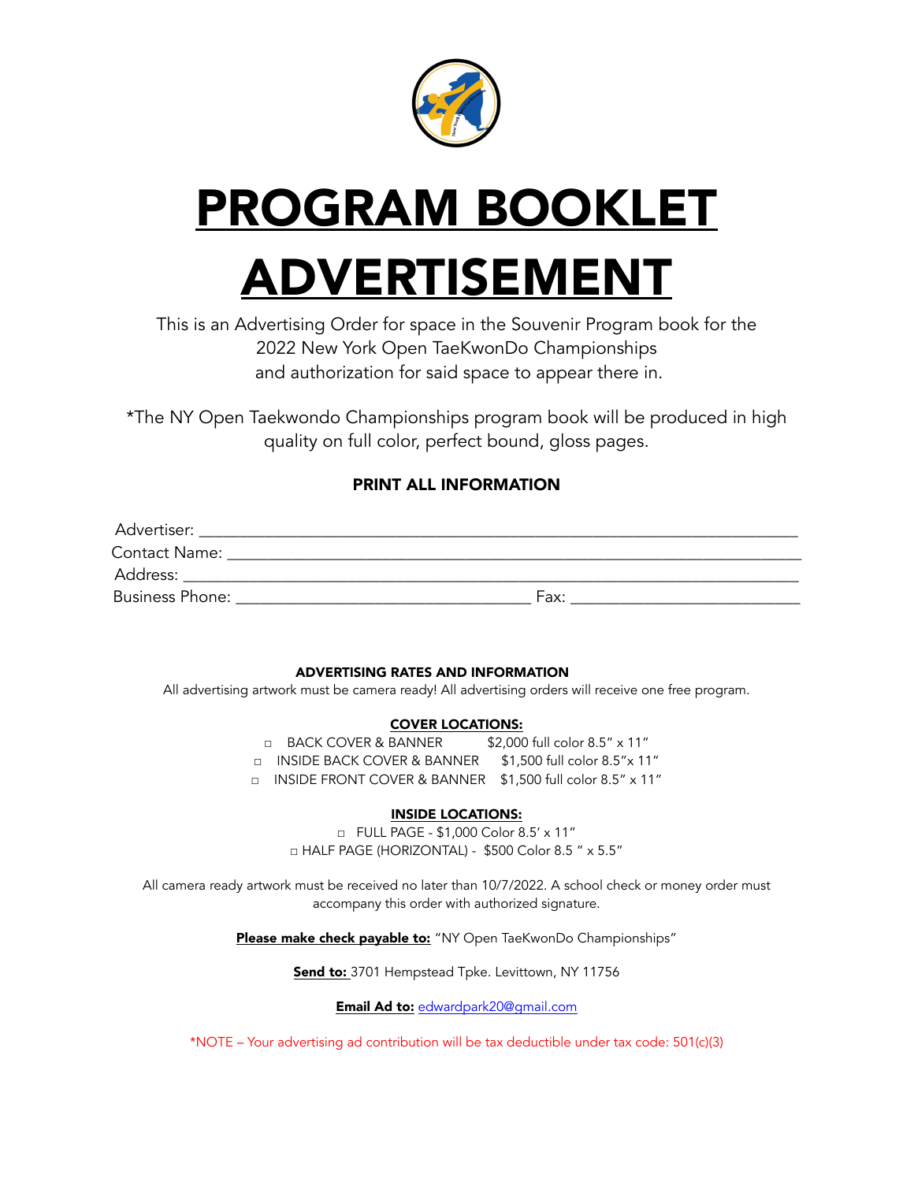# PROGRAM BOOKLET ADVERTISEMENT

This is an Advertising Order for space in the Souvenir Program book for the 2022 New York Open TaeKwonDo Championships and authorization for said space to appear there in.

*The NY Open Taekwondo Championships program book will be produced in high quality on full color, perfect bound, gloss pages.

**PRINT ALL INFORMATION**

Advertiser: ______________________________________________________________________

Contact Name: ____________________________________________________________________

Address: _________________________________________________________________________

Business Phone: ________________________________ Fax: _________________________

**ADVERTISING RATES AND INFORMATION**

All advertising artwork must be camera ready! All advertising orders will receive one free program.

**COVER LOCATIONS:**

□ BACK COVER & BANNER $2,000 full color 8.5" x 11"

□ INSIDE BACK COVER & BANNER $1,500 full color 8.5"x 11"

□ INSIDE FRONT COVER & BANNER $1,500 full color 8.5" x 11"

**INSIDE LOCATIONS:**

□ FULL PAGE - $1,000 Color 8.5' x 11"

□ HALF PAGE (HORIZONTAL) - $500 Color 8.5 " x 5.5"

All camera ready artwork must be received no later than 10/7/2022. A school check or money order must accompany this order with authorized signature.

**Please make check payable to:** "NY Open TaeKwonDo Championships"

**Send to:** 3701 Hempstead Tpke. Levittown, NY 11756

**Email Ad to:** edwardpark20@gmail.com

*NOTE – Your advertising ad contribution will be tax deductible under tax code: 501(c)(3)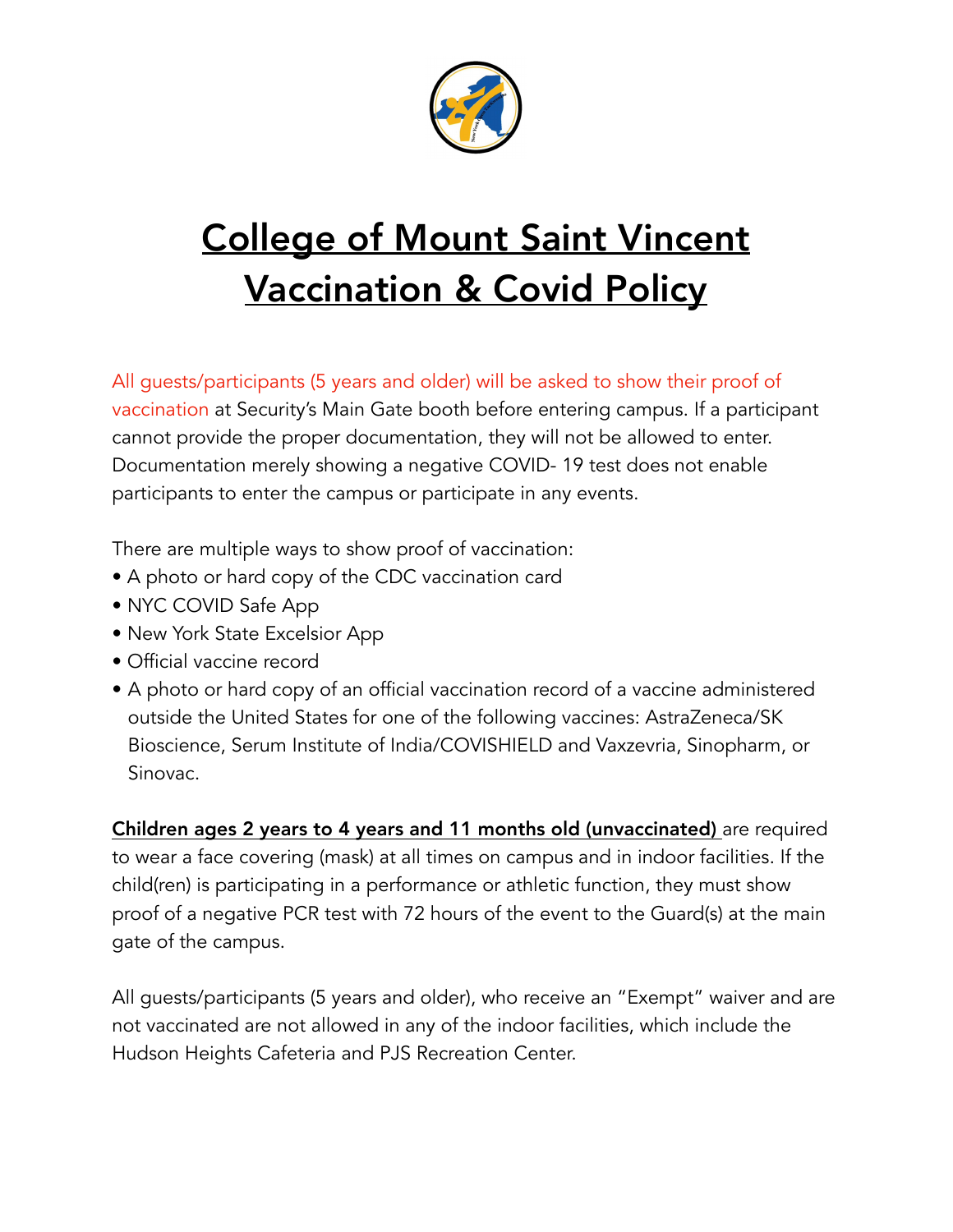# College of Mount Saint Vincent Vaccination & Covid Policy

All guests/participants (5 years and older) will be asked to show their proof of vaccination at Security's Main Gate booth before entering campus. If a participant cannot provide the proper documentation, they will not be allowed to enter. Documentation merely showing a negative COVID- 19 test does not enable participants to enter the campus or participate in any events.

There are multiple ways to show proof of vaccination:

- A photo or hard copy of the CDC vaccination card
- NYC COVID Safe App
- New York State Excelsior App
- Official vaccine record
- A photo or hard copy of an official vaccination record of a vaccine administered outside the United States for one of the following vaccines: AstraZeneca/SK Bioscience, Serum Institute of India/COVISHIELD and Vaxzevria, Sinopharm, or Sinovac.

**Children ages 2 years to 4 years and 11 months old (unvaccinated)** are required to wear a face covering (mask) at all times on campus and in indoor facilities. If the child(ren) is participating in a performance or athletic function, they must show proof of a negative PCR test with 72 hours of the event to the Guard(s) at the main gate of the campus.

All guests/participants (5 years and older), who receive an "Exempt" waiver and are not vaccinated are not allowed in any of the indoor facilities, which include the Hudson Heights Cafeteria and PJS Recreation Center.